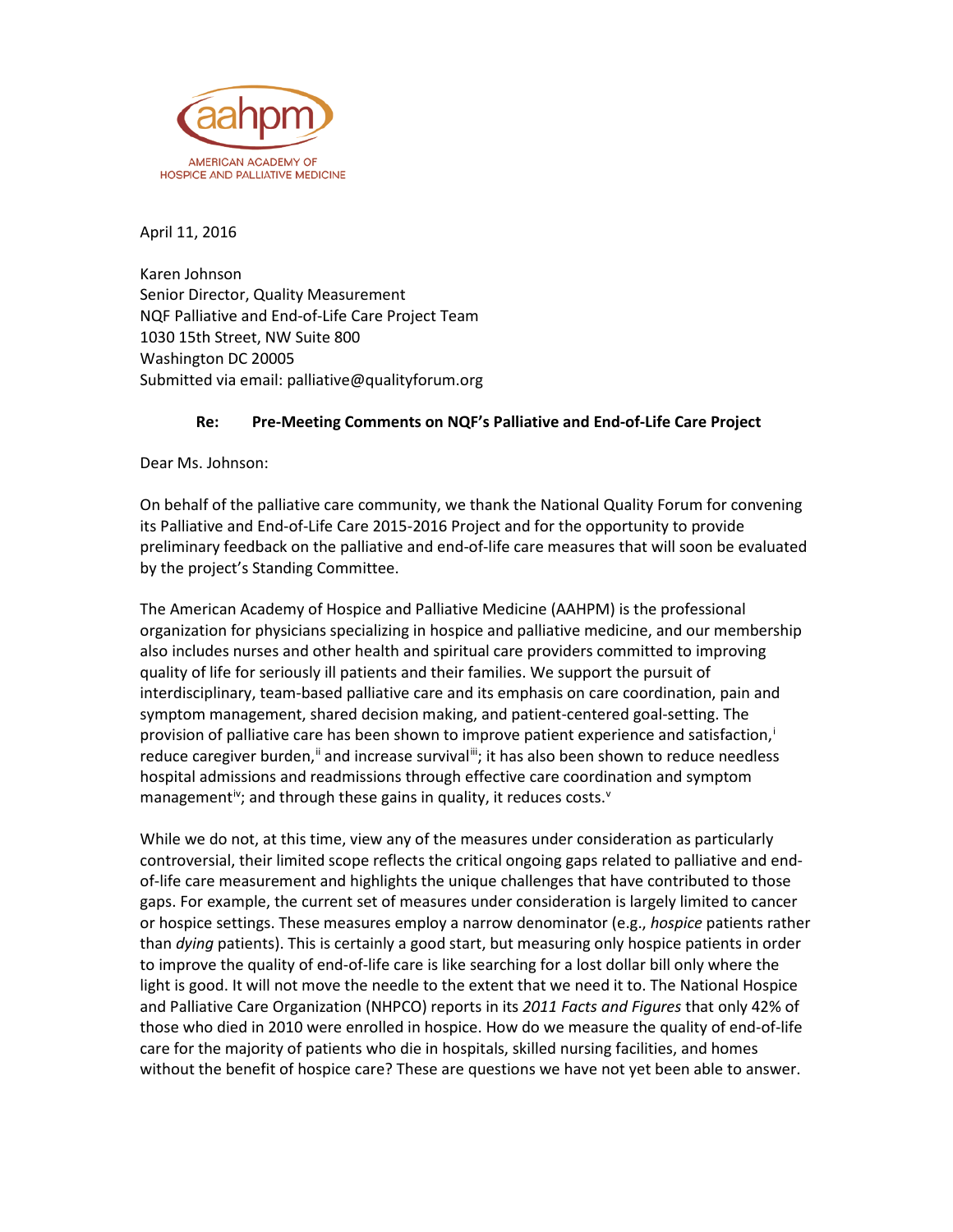aahpm

AMERICAN ACADEMY OF HOSPICE AND PALLIATIVE MEDICINE

April 11, 2016

Karen Johnson
Senior Director, Quality Measurement
NQF Palliative and End-of-Life Care Project Team
1030 15th Street, NW Suite 800
Washington DC 20005
Submitted via email: palliative@qualityforum.org

**Re: Pre-Meeting Comments on NQF's Palliative and End-of-Life Care Project**

Dear Ms. Johnson:

On behalf of the palliative care community, we thank the National Quality Forum for convening its Palliative and End-of-Life Care 2015-2016 Project and for the opportunity to provide preliminary feedback on the palliative and end-of-life care measures that will soon be evaluated by the project's Standing Committee.

The American Academy of Hospice and Palliative Medicine (AAHPM) is the professional organization for physicians specializing in hospice and palliative medicine, and our membership also includes nurses and other health and spiritual care providers committed to improving quality of life for seriously ill patients and their families. We support the pursuit of interdisciplinary, team-based palliative care and its emphasis on care coordination, pain and symptom management, shared decision making, and patient-centered goal-setting. The provision of palliative care has been shown to improve patient experience and satisfaction,[i] reduce caregiver burden,[ii] and increase survival[iii]; it has also been shown to reduce needless hospital admissions and readmissions through effective care coordination and symptom management[iv]; and through these gains in quality, it reduces costs.[v]

While we do not, at this time, view any of the measures under consideration as particularly controversial, their limited scope reflects the critical ongoing gaps related to palliative and end-of-life care measurement and highlights the unique challenges that have contributed to those gaps. For example, the current set of measures under consideration is largely limited to cancer or hospice settings. These measures employ a narrow denominator (e.g., *hospice* patients rather than *dying* patients). This is certainly a good start, but measuring only hospice patients in order to improve the quality of end-of-life care is like searching for a lost dollar bill only where the light is good. It will not move the needle to the extent that we need it to. The National Hospice and Palliative Care Organization (NHPCO) reports in its *2011 Facts and Figures* that only 42% of those who died in 2010 were enrolled in hospice. How do we measure the quality of end-of-life care for the majority of patients who die in hospitals, skilled nursing facilities, and homes without the benefit of hospice care? These are questions we have not yet been able to answer.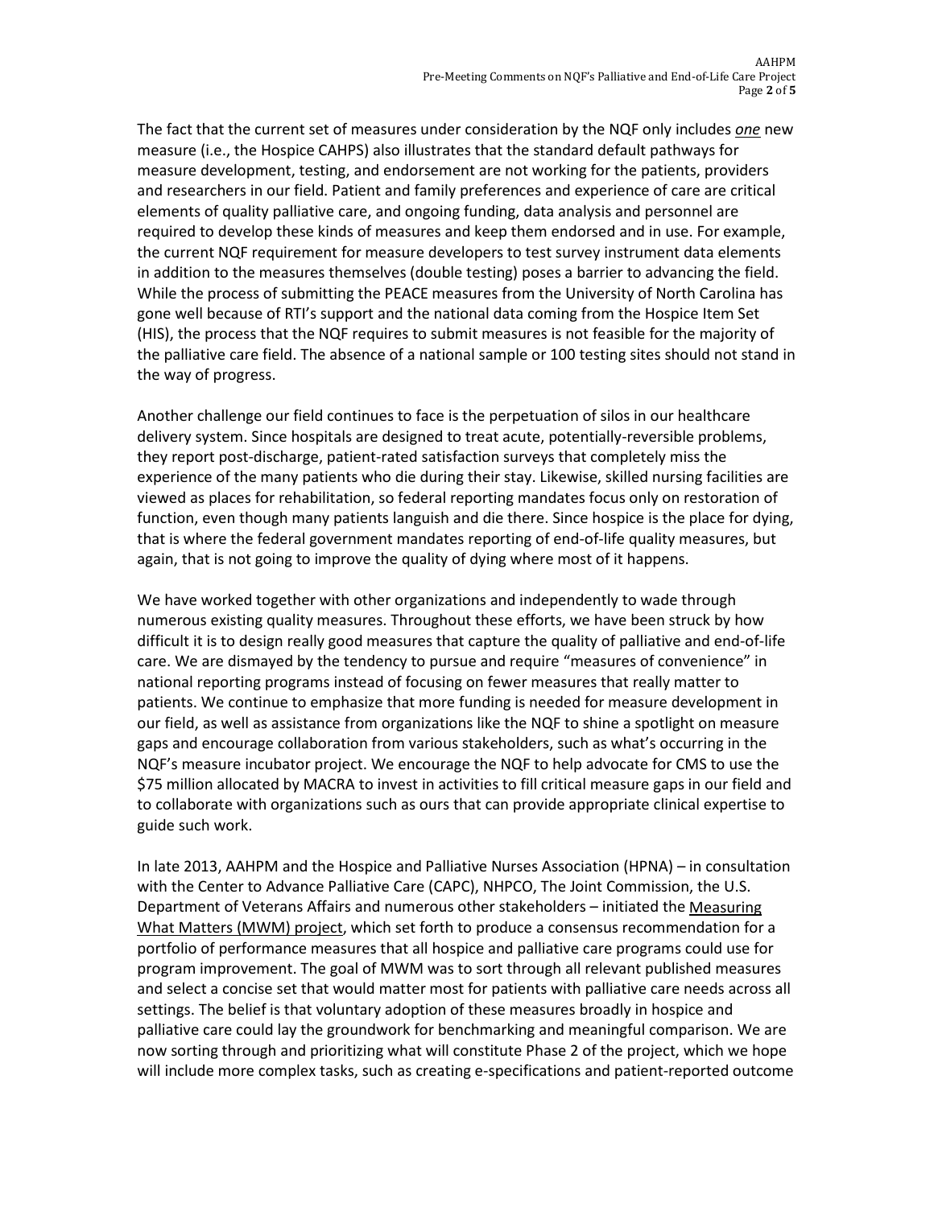The fact that the current set of measures under consideration by the NQF only includes *one* new measure (i.e., the Hospice CAHPS) also illustrates that the standard default pathways for measure development, testing, and endorsement are not working for the patients, providers and researchers in our field. Patient and family preferences and experience of care are critical elements of quality palliative care, and ongoing funding, data analysis and personnel are required to develop these kinds of measures and keep them endorsed and in use. For example, the current NQF requirement for measure developers to test survey instrument data elements in addition to the measures themselves (double testing) poses a barrier to advancing the field. While the process of submitting the PEACE measures from the University of North Carolina has gone well because of RTI's support and the national data coming from the Hospice Item Set (HIS), the process that the NQF requires to submit measures is not feasible for the majority of the palliative care field. The absence of a national sample or 100 testing sites should not stand in the way of progress.

Another challenge our field continues to face is the perpetuation of silos in our healthcare delivery system. Since hospitals are designed to treat acute, potentially-reversible problems, they report post-discharge, patient-rated satisfaction surveys that completely miss the experience of the many patients who die during their stay. Likewise, skilled nursing facilities are viewed as places for rehabilitation, so federal reporting mandates focus only on restoration of function, even though many patients languish and die there. Since hospice is the place for dying, that is where the federal government mandates reporting of end-of-life quality measures, but again, that is not going to improve the quality of dying where most of it happens.

We have worked together with other organizations and independently to wade through numerous existing quality measures. Throughout these efforts, we have been struck by how difficult it is to design really good measures that capture the quality of palliative and end-of-life care. We are dismayed by the tendency to pursue and require "measures of convenience" in national reporting programs instead of focusing on fewer measures that really matter to patients. We continue to emphasize that more funding is needed for measure development in our field, as well as assistance from organizations like the NQF to shine a spotlight on measure gaps and encourage collaboration from various stakeholders, such as what's occurring in the NQF's measure incubator project. We encourage the NQF to help advocate for CMS to use the $75 million allocated by MACRA to invest in activities to fill critical measure gaps in our field and to collaborate with organizations such as ours that can provide appropriate clinical expertise to guide such work.

In late 2013, AAHPM and the Hospice and Palliative Nurses Association (HPNA) – in consultation with the Center to Advance Palliative Care (CAPC), NHPCO, The Joint Commission, the U.S. Department of Veterans Affairs and numerous other stakeholders – initiated the Measuring What Matters (MWM) project, which set forth to produce a consensus recommendation for a portfolio of performance measures that all hospice and palliative care programs could use for program improvement. The goal of MWM was to sort through all relevant published measures and select a concise set that would matter most for patients with palliative care needs across all settings. The belief is that voluntary adoption of these measures broadly in hospice and palliative care could lay the groundwork for benchmarking and meaningful comparison. We are now sorting through and prioritizing what will constitute Phase 2 of the project, which we hope will include more complex tasks, such as creating e-specifications and patient-reported outcome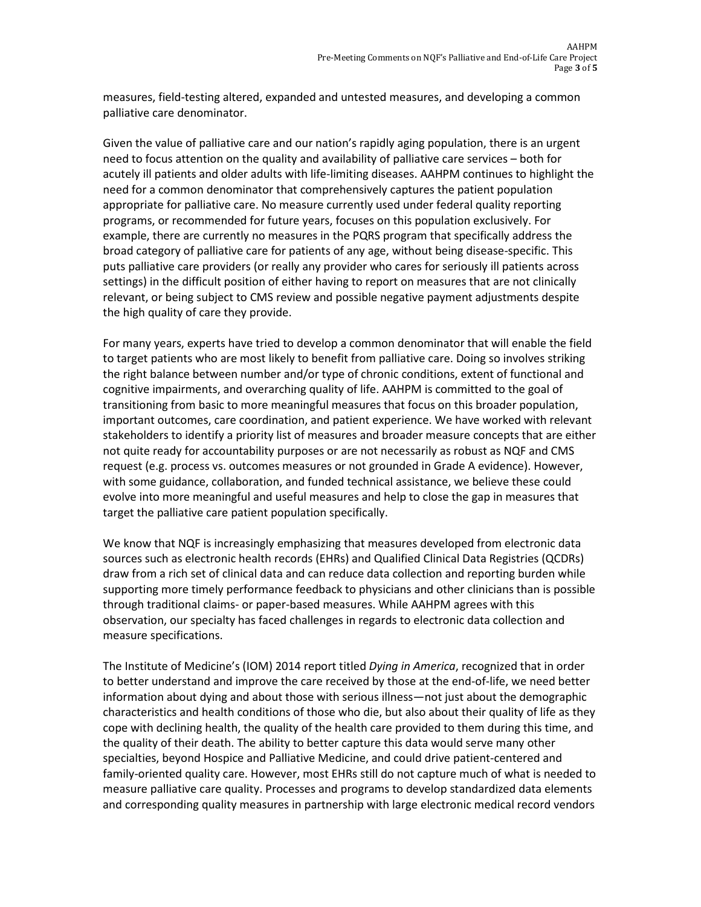measures, field-testing altered, expanded and untested measures, and developing a common palliative care denominator.

Given the value of palliative care and our nation's rapidly aging population, there is an urgent need to focus attention on the quality and availability of palliative care services – both for acutely ill patients and older adults with life-limiting diseases. AAHPM continues to highlight the need for a common denominator that comprehensively captures the patient population appropriate for palliative care. No measure currently used under federal quality reporting programs, or recommended for future years, focuses on this population exclusively. For example, there are currently no measures in the PQRS program that specifically address the broad category of palliative care for patients of any age, without being disease-specific. This puts palliative care providers (or really any provider who cares for seriously ill patients across settings) in the difficult position of either having to report on measures that are not clinically relevant, or being subject to CMS review and possible negative payment adjustments despite the high quality of care they provide.

For many years, experts have tried to develop a common denominator that will enable the field to target patients who are most likely to benefit from palliative care. Doing so involves striking the right balance between number and/or type of chronic conditions, extent of functional and cognitive impairments, and overarching quality of life. AAHPM is committed to the goal of transitioning from basic to more meaningful measures that focus on this broader population, important outcomes, care coordination, and patient experience. We have worked with relevant stakeholders to identify a priority list of measures and broader measure concepts that are either not quite ready for accountability purposes or are not necessarily as robust as NQF and CMS request (e.g. process vs. outcomes measures or not grounded in Grade A evidence). However, with some guidance, collaboration, and funded technical assistance, we believe these could evolve into more meaningful and useful measures and help to close the gap in measures that target the palliative care patient population specifically.

We know that NQF is increasingly emphasizing that measures developed from electronic data sources such as electronic health records (EHRs) and Qualified Clinical Data Registries (QCDRs) draw from a rich set of clinical data and can reduce data collection and reporting burden while supporting more timely performance feedback to physicians and other clinicians than is possible through traditional claims- or paper-based measures. While AAHPM agrees with this observation, our specialty has faced challenges in regards to electronic data collection and measure specifications.

The Institute of Medicine's (IOM) 2014 report titled *Dying in America*, recognized that in order to better understand and improve the care received by those at the end-of-life, we need better information about dying and about those with serious illness—not just about the demographic characteristics and health conditions of those who die, but also about their quality of life as they cope with declining health, the quality of the health care provided to them during this time, and the quality of their death. The ability to better capture this data would serve many other specialties, beyond Hospice and Palliative Medicine, and could drive patient-centered and family-oriented quality care. However, most EHRs still do not capture much of what is needed to measure palliative care quality. Processes and programs to develop standardized data elements and corresponding quality measures in partnership with large electronic medical record vendors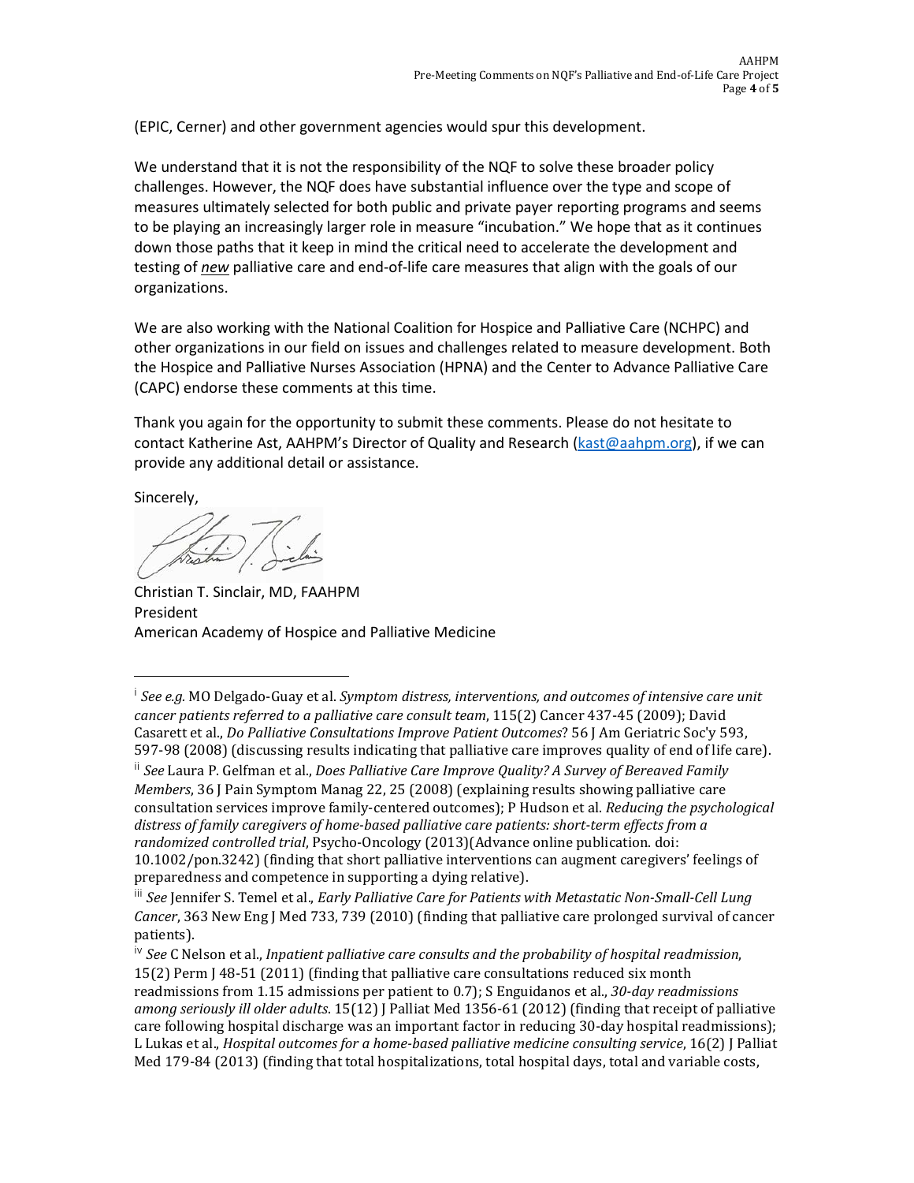(EPIC, Cerner) and other government agencies would spur this development.

We understand that it is not the responsibility of the NQF to solve these broader policy challenges. However, the NQF does have substantial influence over the type and scope of measures ultimately selected for both public and private payer reporting programs and seems to be playing an increasingly larger role in measure "incubation." We hope that as it continues down those paths that it keep in mind the critical need to accelerate the development and testing of ***new*** palliative care and end-of-life care measures that align with the goals of our organizations.

We are also working with the National Coalition for Hospice and Palliative Care (NCHPC) and other organizations in our field on issues and challenges related to measure development. Both the Hospice and Palliative Nurses Association (HPNA) and the Center to Advance Palliative Care (CAPC) endorse these comments at this time.

Thank you again for the opportunity to submit these comments. Please do not hesitate to contact Katherine Ast, AAHPM's Director of Quality and Research (kast@aahpm.org), if we can provide any additional detail or assistance.

Sincerely,

Christian T. Sinclair, MD, FAAHPM
President
American Academy of Hospice and Palliative Medicine

---

[i] *See e.g.* MO Delgado-Guay et al. *Symptom distress, interventions, and outcomes of intensive care unit cancer patients referred to a palliative care consult team*, 115(2) Cancer 437-45 (2009); David Casarett et al., *Do Palliative Consultations Improve Patient Outcomes*? 56 J Am Geriatric Soc'y 593, 597-98 (2008) (discussing results indicating that palliative care improves quality of end of life care).

[ii] *See* Laura P. Gelfman et al., *Does Palliative Care Improve Quality? A Survey of Bereaved Family Members*, 36 J Pain Symptom Manag 22, 25 (2008) (explaining results showing palliative care consultation services improve family-centered outcomes); P Hudson et al. *Reducing the psychological distress of family caregivers of home-based palliative care patients: short-term effects from a randomized controlled trial*, Psycho-Oncology (2013)(Advance online publication. doi: 10.1002/pon.3242) (finding that short palliative interventions can augment caregivers' feelings of preparedness and competence in supporting a dying relative).

[iii] *See* Jennifer S. Temel et al., *Early Palliative Care for Patients with Metastatic Non-Small-Cell Lung Cancer*, 363 New Eng J Med 733, 739 (2010) (finding that palliative care prolonged survival of cancer patients).

[iv] *See* C Nelson et al., *Inpatient palliative care consults and the probability of hospital readmission*, 15(2) Perm J 48-51 (2011) (finding that palliative care consultations reduced six month readmissions from 1.15 admissions per patient to 0.7); S Enguidanos et al., *30-day readmissions among seriously ill older adults*. 15(12) J Palliat Med 1356-61 (2012) (finding that receipt of palliative care following hospital discharge was an important factor in reducing 30-day hospital readmissions); L Lukas et al., *Hospital outcomes for a home-based palliative medicine consulting service*, 16(2) J Palliat Med 179-84 (2013) (finding that total hospitalizations, total hospital days, total and variable costs,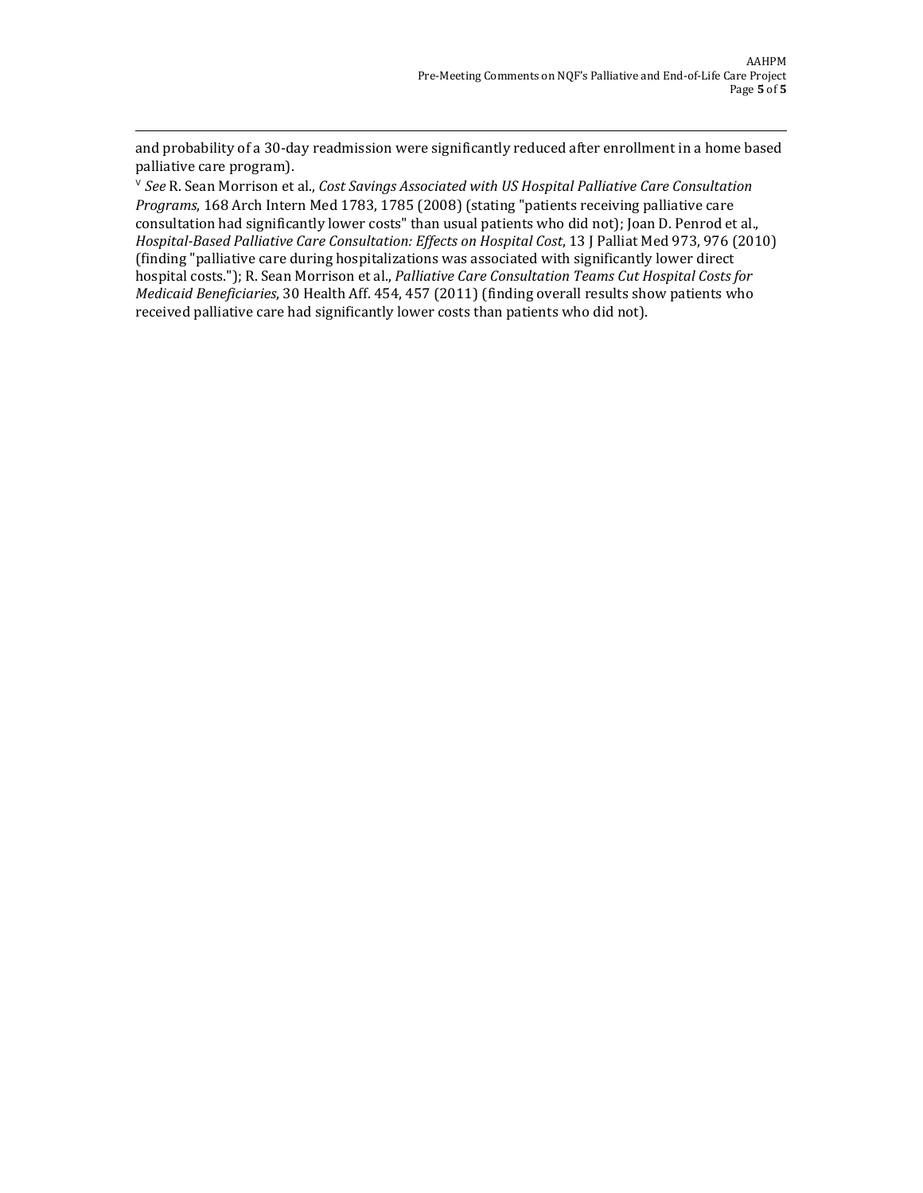and probability of a 30-day readmission were significantly reduced after enrollment in a home based palliative care program).

[v] *See* R. Sean Morrison et al., *Cost Savings Associated with US Hospital Palliative Care Consultation Programs*, 168 Arch Intern Med 1783, 1785 (2008) (stating "patients receiving palliative care consultation had significantly lower costs" than usual patients who did not); Joan D. Penrod et al., *Hospital-Based Palliative Care Consultation: Effects on Hospital Cost*, 13 J Palliat Med 973, 976 (2010) (finding "palliative care during hospitalizations was associated with significantly lower direct hospital costs."); R. Sean Morrison et al., *Palliative Care Consultation Teams Cut Hospital Costs for Medicaid Beneficiaries*, 30 Health Aff. 454, 457 (2011) (finding overall results show patients who received palliative care had significantly lower costs than patients who did not).